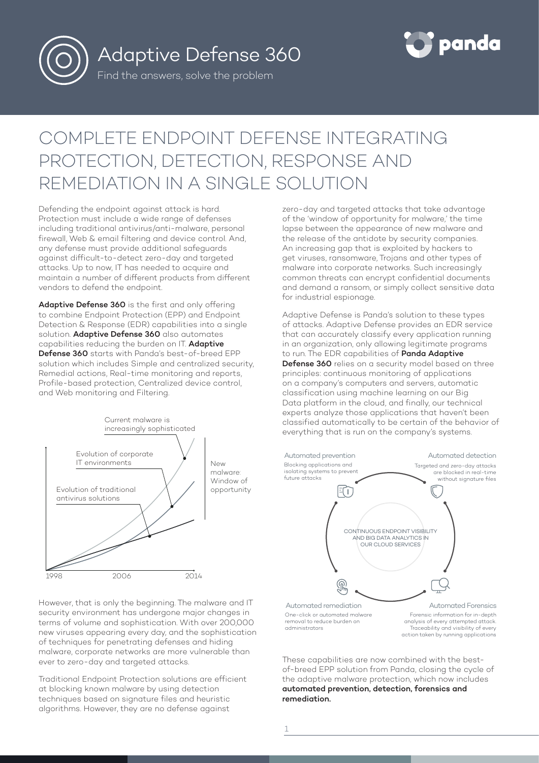# Adaptive Defense 360

Find the answers, solve the problem

## COMPLETE ENDPOINT DEFENSE INTEGRATING PROTECTION, DETECTION, RESPONSE AND REMEDIATION IN A SINGLE SOLUTION

Defending the endpoint against attack is hard. Protection must include a wide range of defenses including traditional antivirus/anti-malware, personal firewall, Web & email filtering and device control. And, any defense must provide additional safeguards against difficult-to-detect zero-day and targeted attacks. Up to now, IT has needed to acquire and maintain a number of different products from different vendors to defend the endpoint.

**Adaptive Defense 360** is the first and only offering to combine Endpoint Protection (EPP) and Endpoint Detection & Response (EDR) capabilities into a single solution. **Adaptive Defense 360** also automates capabilities reducing the burden on IT. **Adaptive Defense 360** starts with Panda's best-of-breed EPP solution which includes Simple and centralized security, Remedial actions, Real-time monitoring and reports, Profile-based protection, Centralized device control, and Web monitoring and Filtering.

Current malware is increasingly sophisticated

Evolution of corporate IT environments

Evolution of traditional antivirus solutions

New malware: Window of opportunity

1998 2006 2014

However, that is only the beginning. The malware and IT security environment has undergone major changes in terms of volume and sophistication. With over 200,000 new viruses appearing every day, and the sophistication of techniques for penetrating defenses and hiding malware, corporate networks are more vulnerable than ever to zero-day and targeted attacks.

Traditional Endpoint Protection solutions are efficient at blocking known malware by using detection techniques based on signature files and heuristic algorithms. However, they are no defense against zero-day and targeted attacks that take advantage of the 'window of opportunity for malware,' the time lapse between the appearance of new malware and the release of the antidote by security companies. An increasing gap that is exploited by hackers to get viruses, ransomware, Trojans and other types of malware into corporate networks. Such increasingly common threats can encrypt confidential documents and demand a ransom, or simply collect sensitive data for industrial espionage.

Adaptive Defense is Panda's solution to these types of attacks. Adaptive Defense provides an EDR service that can accurately classify every application running in an organization, only allowing legitimate programs to run. The EDR capabilities of **Panda Adaptive Defense 360** relies on a security model based on three principles: continuous monitoring of applications on a company's computers and servers, automatic classification using machine learning on our Big Data platform in the cloud, and finally, our technical experts analyze those applications that haven't been classified automatically to be certain of the behavior of everything that is run on the company's systems.

**Automated prevention**
Blocking applications and isolating systems to prevent future attacks

**Automated detection**
Targeted and zero-day attacks are blocked in real-time without signature files

CONTINUOUS ENDPOINT VISIBILITY AND BIG DATA ANALYTICS IN OUR CLOUD SERVICES

**Automated remediation**
One-click or automated malware removal to reduce burden on administrators

**Automated Forensics**
Forensic information for in-depth analysis of every attempted attack. Traceability and visibility of every action taken by running applications

These capabilities are now combined with the best-of-breed EPP solution from Panda, closing the cycle of the adaptive malware protection, which now includes **automated prevention, detection, forensics and remediation.**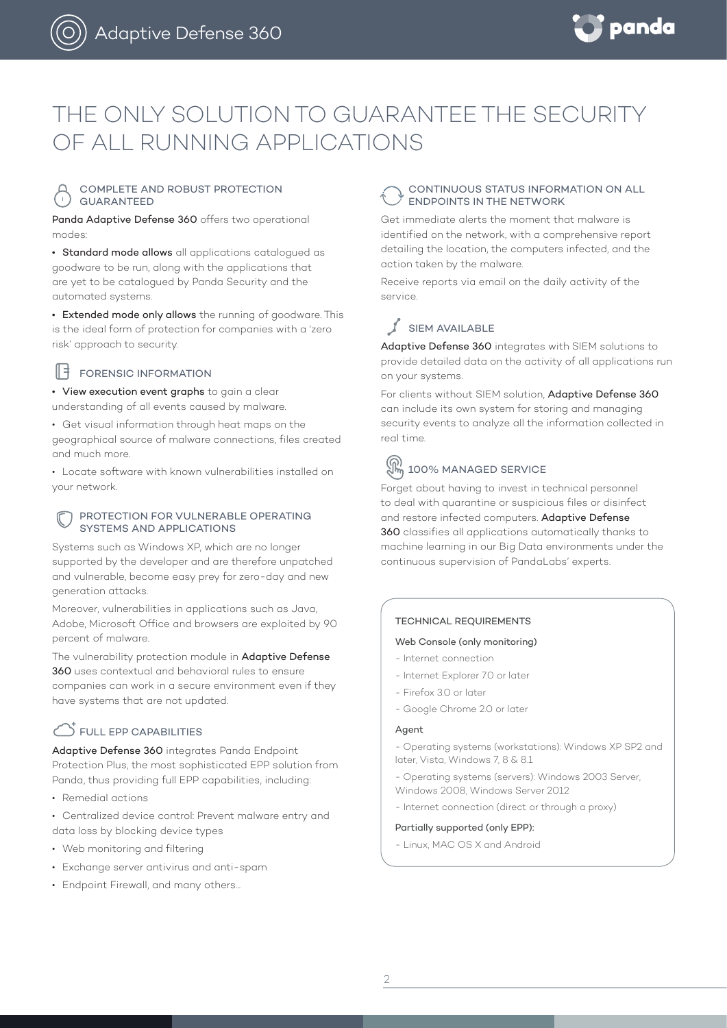# THE ONLY SOLUTION TO GUARANTEE THE SECURITY OF ALL RUNNING APPLICATIONS

## COMPLETE AND ROBUST PROTECTION GUARANTEED

**Panda Adaptive Defense 360** offers two operational modes:

- **Standard mode allows** all applications catalogued as goodware to be run, along with the applications that are yet to be catalogued by Panda Security and the automated systems.
- **Extended mode only allows** the running of goodware. This is the ideal form of protection for companies with a 'zero risk' approach to security.

## FORENSIC INFORMATION

- **View execution event graphs** to gain a clear understanding of all events caused by malware.
- Get visual information through heat maps on the geographical source of malware connections, files created and much more.
- Locate software with known vulnerabilities installed on your network.

## PROTECTION FOR VULNERABLE OPERATING SYSTEMS AND APPLICATIONS

Systems such as Windows XP, which are no longer supported by the developer and are therefore unpatched and vulnerable, become easy prey for zero-day and new generation attacks.

Moreover, vulnerabilities in applications such as Java, Adobe, Microsoft Office and browsers are exploited by 90 percent of malware.

The vulnerability protection module in **Adaptive Defense 360** uses contextual and behavioral rules to ensure companies can work in a secure environment even if they have systems that are not updated.

## FULL EPP CAPABILITIES

**Adaptive Defense 360** integrates Panda Endpoint Protection Plus, the most sophisticated EPP solution from Panda, thus providing full EPP capabilities, including:

- Remedial actions
- Centralized device control: Prevent malware entry and data loss by blocking device types
- Web monitoring and filtering
- Exchange server antivirus and anti-spam
- Endpoint Firewall, and many others…

## CONTINUOUS STATUS INFORMATION ON ALL ENDPOINTS IN THE NETWORK

Get immediate alerts the moment that malware is identified on the network, with a comprehensive report detailing the location, the computers infected, and the action taken by the malware.

Receive reports via email on the daily activity of the service.

## SIEM AVAILABLE

**Adaptive Defense 360** integrates with SIEM solutions to provide detailed data on the activity of all applications run on your systems.

For clients without SIEM solution, **Adaptive Defense 360** can include its own system for storing and managing security events to analyze all the information collected in real time.

## 100% MANAGED SERVICE

Forget about having to invest in technical personnel to deal with quarantine or suspicious files or disinfect and restore infected computers. **Adaptive Defense 360** classifies all applications automatically thanks to machine learning in our Big Data environments under the continuous supervision of PandaLabs' experts.

### TECHNICAL REQUIREMENTS

**Web Console (only monitoring)**

- Internet connection
- Internet Explorer 7.0 or later
- Firefox 3.0 or later
- Google Chrome 2.0 or later

**Agent**

- Operating systems (workstations): Windows XP SP2 and later, Vista, Windows 7, 8 & 8.1
- Operating systems (servers): Windows 2003 Server, Windows 2008, Windows Server 2012
- Internet connection (direct or through a proxy)

**Partially supported (only EPP):**

- Linux, MAC OS X and Android